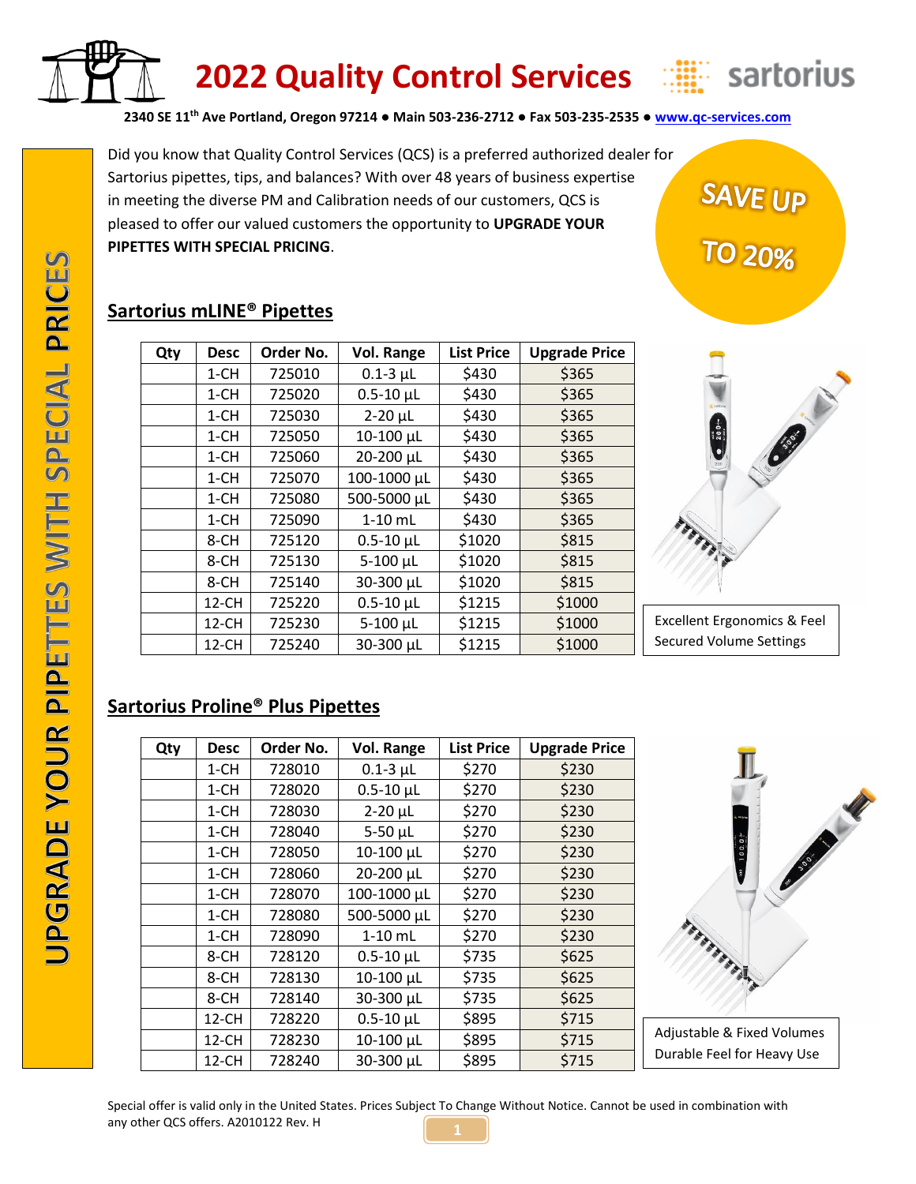# 2022 Quality Control Services

**2340 SE 11th Ave Portland, Oregon 97214 ● Main 503-236-2712 ● Fax 503-235-2535 ● www.qc-services.com**

UPGRADE YOUR PIPETTES WITH SPECIAL PRICES

Did you know that Quality Control Services (QCS) is a preferred authorized dealer for Sartorius pipettes, tips, and balances? With over 48 years of business expertise in meeting the diverse PM and Calibration needs of our customers, QCS is pleased to offer our valued customers the opportunity to **UPGRADE YOUR PIPETTES WITH SPECIAL PRICING**.

SAVE UP TO 20%

## Sartorius mLINE® Pipettes

| Qty | Desc | Order No. | Vol. Range | List Price | Upgrade Price |
|---|---|---|---|---|---|
| | 1-CH | 725010 | 0.1-3 µL | $430 | $365 |
| | 1-CH | 725020 | 0.5-10 µL | $430 | $365 |
| | 1-CH | 725030 | 2-20 µL | $430 | $365 |
| | 1-CH | 725050 | 10-100 µL | $430 | $365 |
| | 1-CH | 725060 | 20-200 µL | $430 | $365 |
| | 1-CH | 725070 | 100-1000 µL | $430 | $365 |
| | 1-CH | 725080 | 500-5000 µL | $430 | $365 |
| | 1-CH | 725090 | 1-10 mL | $430 | $365 |
| | 8-CH | 725120 | 0.5-10 µL | $1020 | $815 |
| | 8-CH | 725130 | 5-100 µL | $1020 | $815 |
| | 8-CH | 725140 | 30-300 µL | $1020 | $815 |
| | 12-CH | 725220 | 0.5-10 µL | $1215 | $1000 |
| | 12-CH | 725230 | 5-100 µL | $1215 | $1000 |
| | 12-CH | 725240 | 30-300 µL | $1215 | $1000 |

Excellent Ergonomics & Feel
Secured Volume Settings

## Sartorius Proline® Plus Pipettes

| Qty | Desc | Order No. | Vol. Range | List Price | Upgrade Price |
|---|---|---|---|---|---|
| | 1-CH | 728010 | 0.1-3 µL | $270 | $230 |
| | 1-CH | 728020 | 0.5-10 µL | $270 | $230 |
| | 1-CH | 728030 | 2-20 µL | $270 | $230 |
| | 1-CH | 728040 | 5-50 µL | $270 | $230 |
| | 1-CH | 728050 | 10-100 µL | $270 | $230 |
| | 1-CH | 728060 | 20-200 µL | $270 | $230 |
| | 1-CH | 728070 | 100-1000 µL | $270 | $230 |
| | 1-CH | 728080 | 500-5000 µL | $270 | $230 |
| | 1-CH | 728090 | 1-10 mL | $270 | $230 |
| | 8-CH | 728120 | 0.5-10 µL | $735 | $625 |
| | 8-CH | 728130 | 10-100 µL | $735 | $625 |
| | 8-CH | 728140 | 30-300 µL | $735 | $625 |
| | 12-CH | 728220 | 0.5-10 µL | $895 | $715 |
| | 12-CH | 728230 | 10-100 µL | $895 | $715 |
| | 12-CH | 728240 | 30-300 µL | $895 | $715 |

Adjustable & Fixed Volumes
Durable Feel for Heavy Use

Special offer is valid only in the United States. Prices Subject To Change Without Notice. Cannot be used in combination with any other QCS offers. A2010122 Rev. H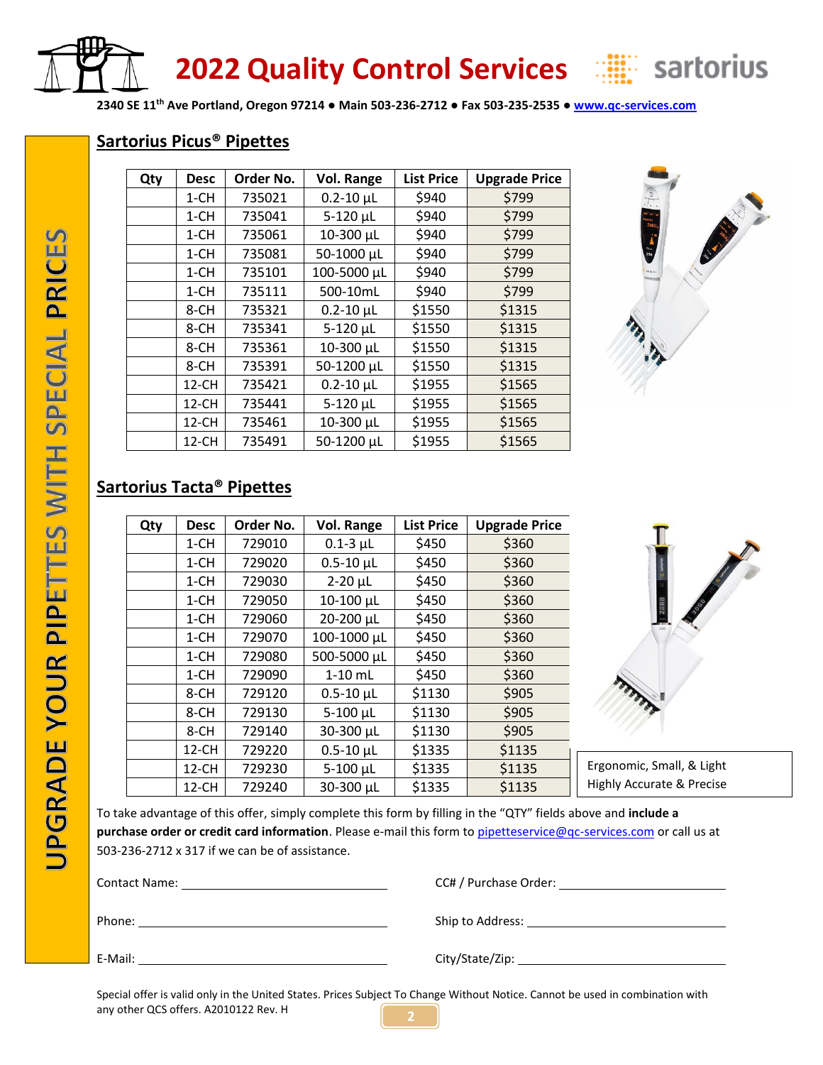# 2022 Quality Control Services

2340 SE 11th Ave Portland, Oregon 97214 ● Main 503-236-2712 ● Fax 503-235-2535 ● www.qc-services.com

UPGRADE YOUR PIPETTES WITH SPECIAL PRICES

## Sartorius Picus® Pipettes

| Qty | Desc | Order No. | Vol. Range | List Price | Upgrade Price |
|---|---|---|---|---|---|
| | 1-CH | 735021 | 0.2-10 µL | $940 | $799 |
| | 1-CH | 735041 | 5-120 µL | $940 | $799 |
| | 1-CH | 735061 | 10-300 µL | $940 | $799 |
| | 1-CH | 735081 | 50-1000 µL | $940 | $799 |
| | 1-CH | 735101 | 100-5000 µL | $940 | $799 |
| | 1-CH | 735111 | 500-10mL | $940 | $799 |
| | 8-CH | 735321 | 0.2-10 µL | $1550 | $1315 |
| | 8-CH | 735341 | 5-120 µL | $1550 | $1315 |
| | 8-CH | 735361 | 10-300 µL | $1550 | $1315 |
| | 8-CH | 735391 | 50-1200 µL | $1550 | $1315 |
| | 12-CH | 735421 | 0.2-10 µL | $1955 | $1565 |
| | 12-CH | 735441 | 5-120 µL | $1955 | $1565 |
| | 12-CH | 735461 | 10-300 µL | $1955 | $1565 |
| | 12-CH | 735491 | 50-1200 µL | $1955 | $1565 |

## Sartorius Tacta® Pipettes

| Qty | Desc | Order No. | Vol. Range | List Price | Upgrade Price |
|---|---|---|---|---|---|
| | 1-CH | 729010 | 0.1-3 µL | $450 | $360 |
| | 1-CH | 729020 | 0.5-10 µL | $450 | $360 |
| | 1-CH | 729030 | 2-20 µL | $450 | $360 |
| | 1-CH | 729050 | 10-100 µL | $450 | $360 |
| | 1-CH | 729060 | 20-200 µL | $450 | $360 |
| | 1-CH | 729070 | 100-1000 µL | $450 | $360 |
| | 1-CH | 729080 | 500-5000 µL | $450 | $360 |
| | 1-CH | 729090 | 1-10 mL | $450 | $360 |
| | 8-CH | 729120 | 0.5-10 µL | $1130 | $905 |
| | 8-CH | 729130 | 5-100 µL | $1130 | $905 |
| | 8-CH | 729140 | 30-300 µL | $1130 | $905 |
| | 12-CH | 729220 | 0.5-10 µL | $1335 | $1135 |
| | 12-CH | 729230 | 5-100 µL | $1335 | $1135 |
| | 12-CH | 729240 | 30-300 µL | $1335 | $1135 |

Ergonomic, Small, & Light
Highly Accurate & Precise

To take advantage of this offer, simply complete this form by filling in the "QTY" fields above and **include a purchase order or credit card information**. Please e-mail this form to pipetteservice@qc-services.com or call us at 503-236-2712 x 317 if we can be of assistance.

Contact Name: ______________________ CC# / Purchase Order: ______________________

Phone: ______________________ Ship to Address: ______________________

E-Mail: ______________________ City/State/Zip: ______________________

Special offer is valid only in the United States. Prices Subject To Change Without Notice. Cannot be used in combination with any other QCS offers. A2010122 Rev. H